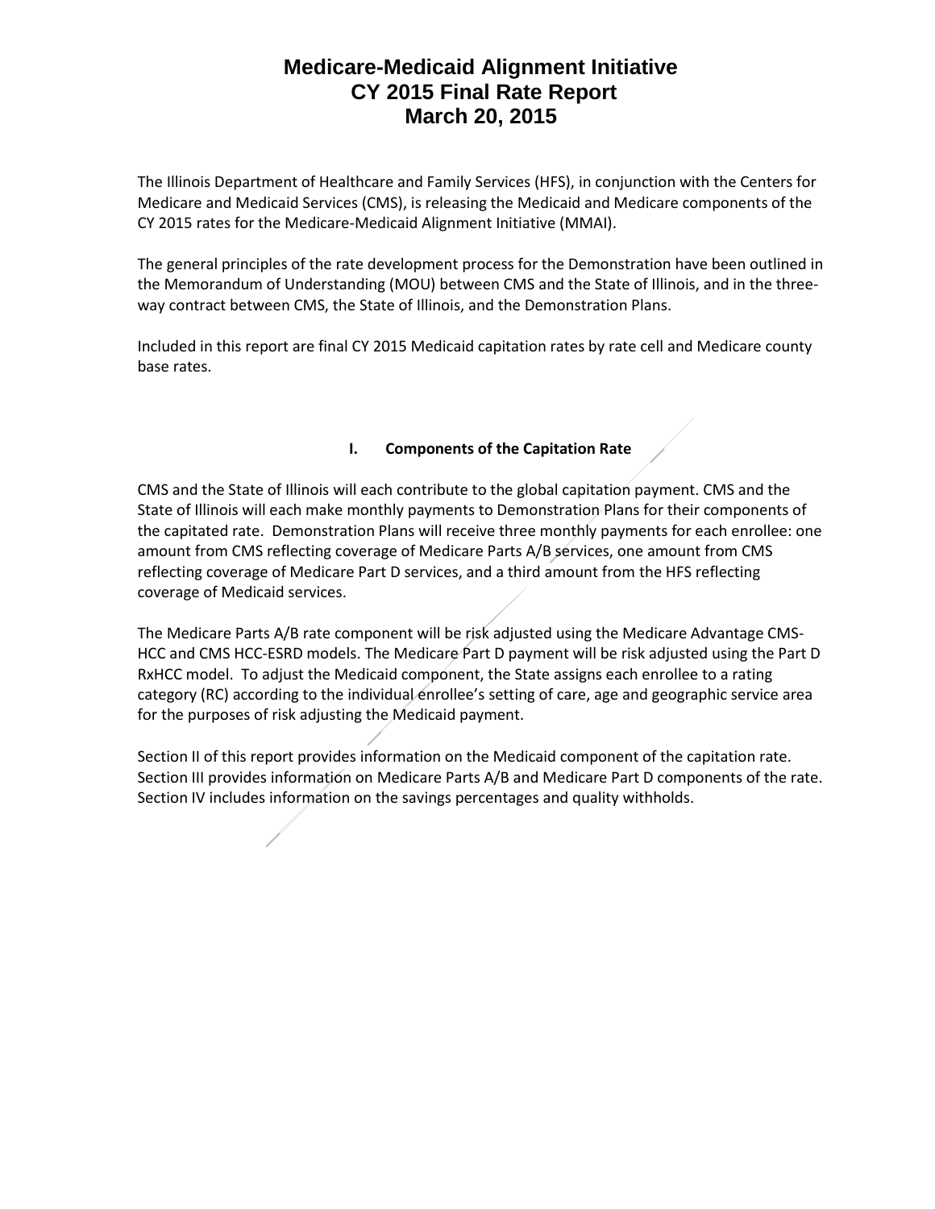# Medicare-Medicaid Alignment Initiative
# CY 2015 Final Rate Report
# March 20, 2015

The Illinois Department of Healthcare and Family Services (HFS), in conjunction with the Centers for Medicare and Medicaid Services (CMS), is releasing the Medicaid and Medicare components of the CY 2015 rates for the Medicare-Medicaid Alignment Initiative (MMAI).

The general principles of the rate development process for the Demonstration have been outlined in the Memorandum of Understanding (MOU) between CMS and the State of Illinois, and in the three-way contract between CMS, the State of Illinois, and the Demonstration Plans.

Included in this report are final CY 2015 Medicaid capitation rates by rate cell and Medicare county base rates.

## I. Components of the Capitation Rate

CMS and the State of Illinois will each contribute to the global capitation payment. CMS and the State of Illinois will each make monthly payments to Demonstration Plans for their components of the capitated rate. Demonstration Plans will receive three monthly payments for each enrollee: one amount from CMS reflecting coverage of Medicare Parts A/B services, one amount from CMS reflecting coverage of Medicare Part D services, and a third amount from the HFS reflecting coverage of Medicaid services.

The Medicare Parts A/B rate component will be risk adjusted using the Medicare Advantage CMS-HCC and CMS HCC-ESRD models. The Medicare Part D payment will be risk adjusted using the Part D RxHCC model. To adjust the Medicaid component, the State assigns each enrollee to a rating category (RC) according to the individual enrollee's setting of care, age and geographic service area for the purposes of risk adjusting the Medicaid payment.

Section II of this report provides information on the Medicaid component of the capitation rate. Section III provides information on Medicare Parts A/B and Medicare Part D components of the rate. Section IV includes information on the savings percentages and quality withholds.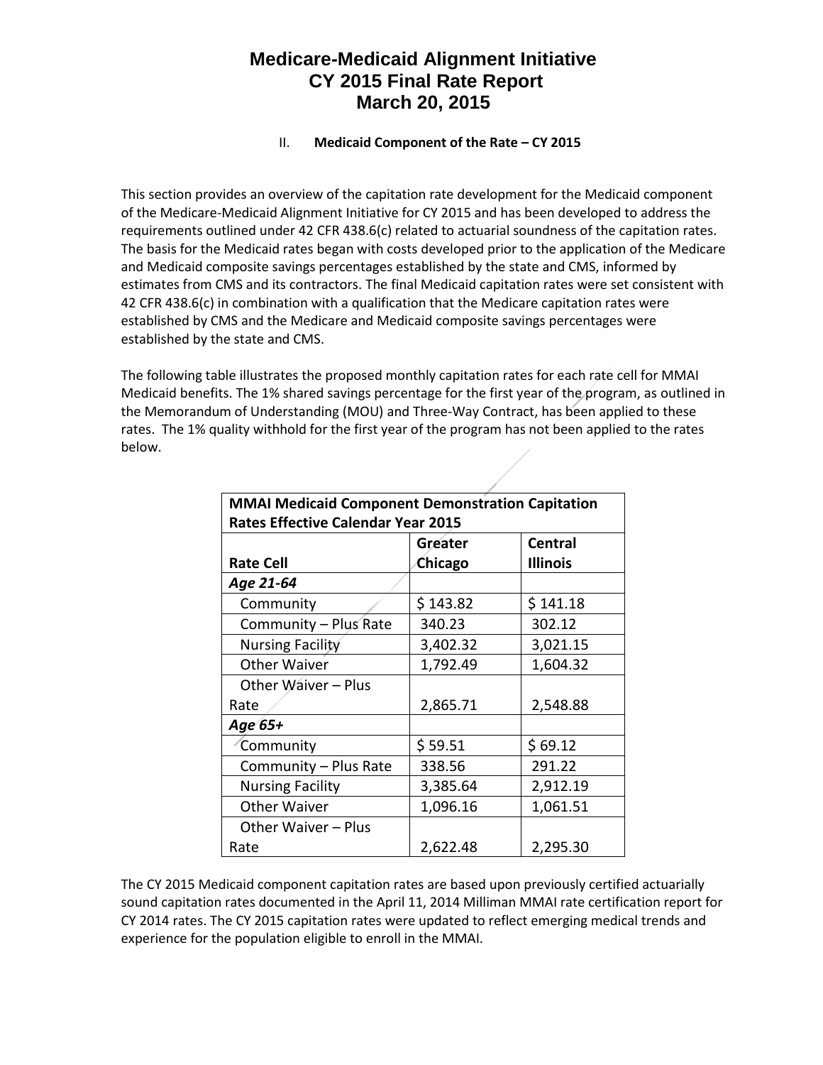# Medicare-Medicaid Alignment Initiative
# CY 2015 Final Rate Report
# March 20, 2015

## II. Medicaid Component of the Rate – CY 2015

This section provides an overview of the capitation rate development for the Medicaid component of the Medicare-Medicaid Alignment Initiative for CY 2015 and has been developed to address the requirements outlined under 42 CFR 438.6(c) related to actuarial soundness of the capitation rates. The basis for the Medicaid rates began with costs developed prior to the application of the Medicare and Medicaid composite savings percentages established by the state and CMS, informed by estimates from CMS and its contractors. The final Medicaid capitation rates were set consistent with 42 CFR 438.6(c) in combination with a qualification that the Medicare capitation rates were established by CMS and the Medicare and Medicaid composite savings percentages were established by the state and CMS.

The following table illustrates the proposed monthly capitation rates for each rate cell for MMAI Medicaid benefits. The 1% shared savings percentage for the first year of the program, as outlined in the Memorandum of Understanding (MOU) and Three-Way Contract, has been applied to these rates. The 1% quality withhold for the first year of the program has not been applied to the rates below.

| **MMAI Medicaid Component Demonstration Capitation Rates Effective Calendar Year 2015** | | |
|---|---|---|
| **Rate Cell** | **Greater Chicago** | **Central Illinois** |
| ***Age 21-64*** | | |
| Community | $ 143.82 | $ 141.18 |
| Community – Plus Rate | 340.23 | 302.12 |
| Nursing Facility | 3,402.32 | 3,021.15 |
| Other Waiver | 1,792.49 | 1,604.32 |
| Other Waiver – Plus Rate | 2,865.71 | 2,548.88 |
| ***Age 65+*** | | |
| Community | $ 59.51 | $ 69.12 |
| Community – Plus Rate | 338.56 | 291.22 |
| Nursing Facility | 3,385.64 | 2,912.19 |
| Other Waiver | 1,096.16 | 1,061.51 |
| Other Waiver – Plus Rate | 2,622.48 | 2,295.30 |

The CY 2015 Medicaid component capitation rates are based upon previously certified actuarially sound capitation rates documented in the April 11, 2014 Milliman MMAI rate certification report for CY 2014 rates. The CY 2015 capitation rates were updated to reflect emerging medical trends and experience for the population eligible to enroll in the MMAI.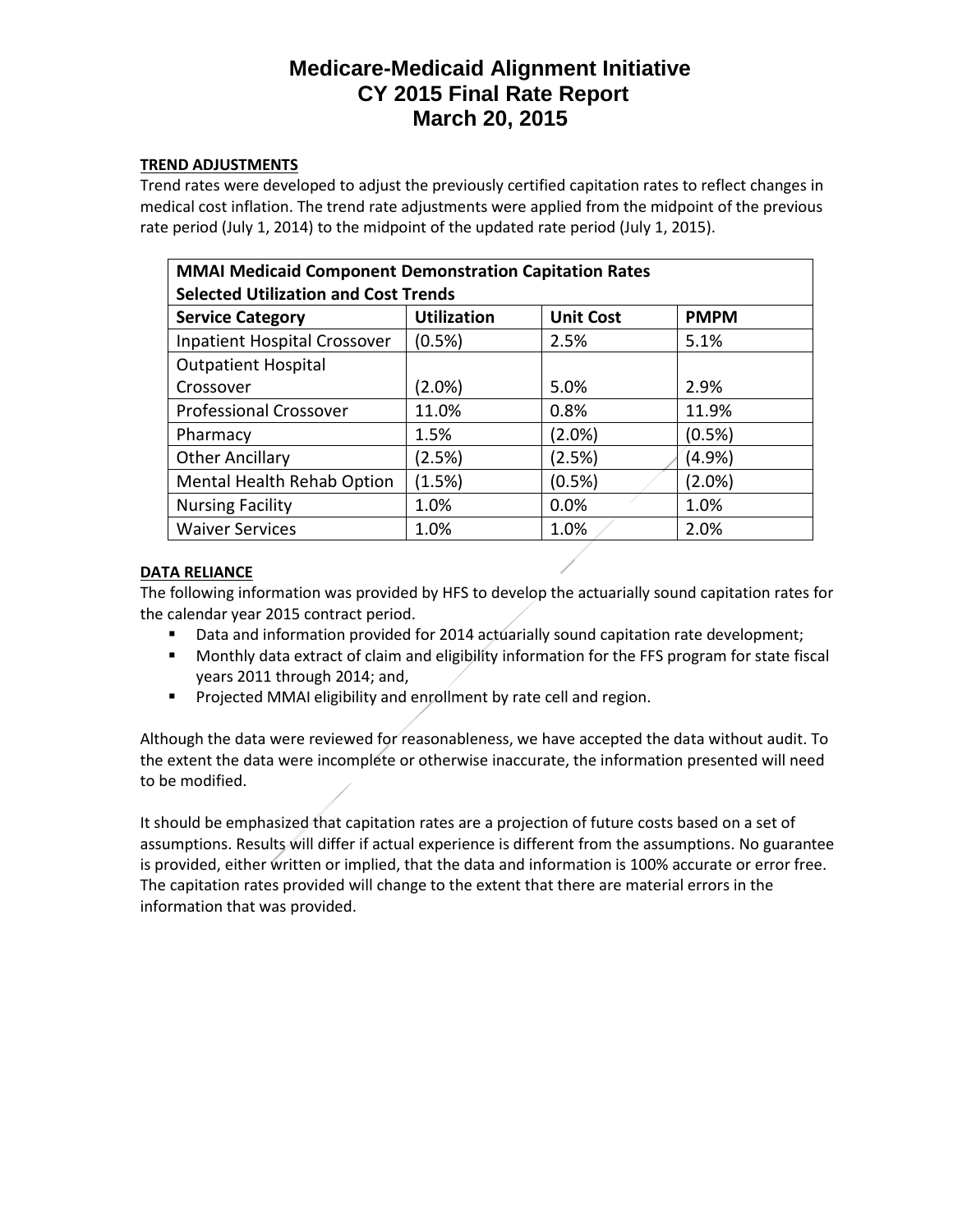# Medicare-Medicaid Alignment Initiative
# CY 2015 Final Rate Report
# March 20, 2015

**TREND ADJUSTMENTS**

Trend rates were developed to adjust the previously certified capitation rates to reflect changes in medical cost inflation. The trend rate adjustments were applied from the midpoint of the previous rate period (July 1, 2014) to the midpoint of the updated rate period (July 1, 2015).

| MMAI Medicaid Component Demonstration Capitation Rates Selected Utilization and Cost Trends | | | |
|---|---|---|---|
| **Service Category** | **Utilization** | **Unit Cost** | **PMPM** |
| Inpatient Hospital Crossover | (0.5%) | 2.5% | 5.1% |
| Outpatient Hospital Crossover | (2.0%) | 5.0% | 2.9% |
| Professional Crossover | 11.0% | 0.8% | 11.9% |
| Pharmacy | 1.5% | (2.0%) | (0.5%) |
| Other Ancillary | (2.5%) | (2.5%) | (4.9%) |
| Mental Health Rehab Option | (1.5%) | (0.5%) | (2.0%) |
| Nursing Facility | 1.0% | 0.0% | 1.0% |
| Waiver Services | 1.0% | 1.0% | 2.0% |

**DATA RELIANCE**

The following information was provided by HFS to develop the actuarially sound capitation rates for the calendar year 2015 contract period.

- Data and information provided for 2014 actuarially sound capitation rate development;
- Monthly data extract of claim and eligibility information for the FFS program for state fiscal years 2011 through 2014; and,
- Projected MMAI eligibility and enrollment by rate cell and region.

Although the data were reviewed for reasonableness, we have accepted the data without audit. To the extent the data were incomplete or otherwise inaccurate, the information presented will need to be modified.

It should be emphasized that capitation rates are a projection of future costs based on a set of assumptions. Results will differ if actual experience is different from the assumptions. No guarantee is provided, either written or implied, that the data and information is 100% accurate or error free. The capitation rates provided will change to the extent that there are material errors in the information that was provided.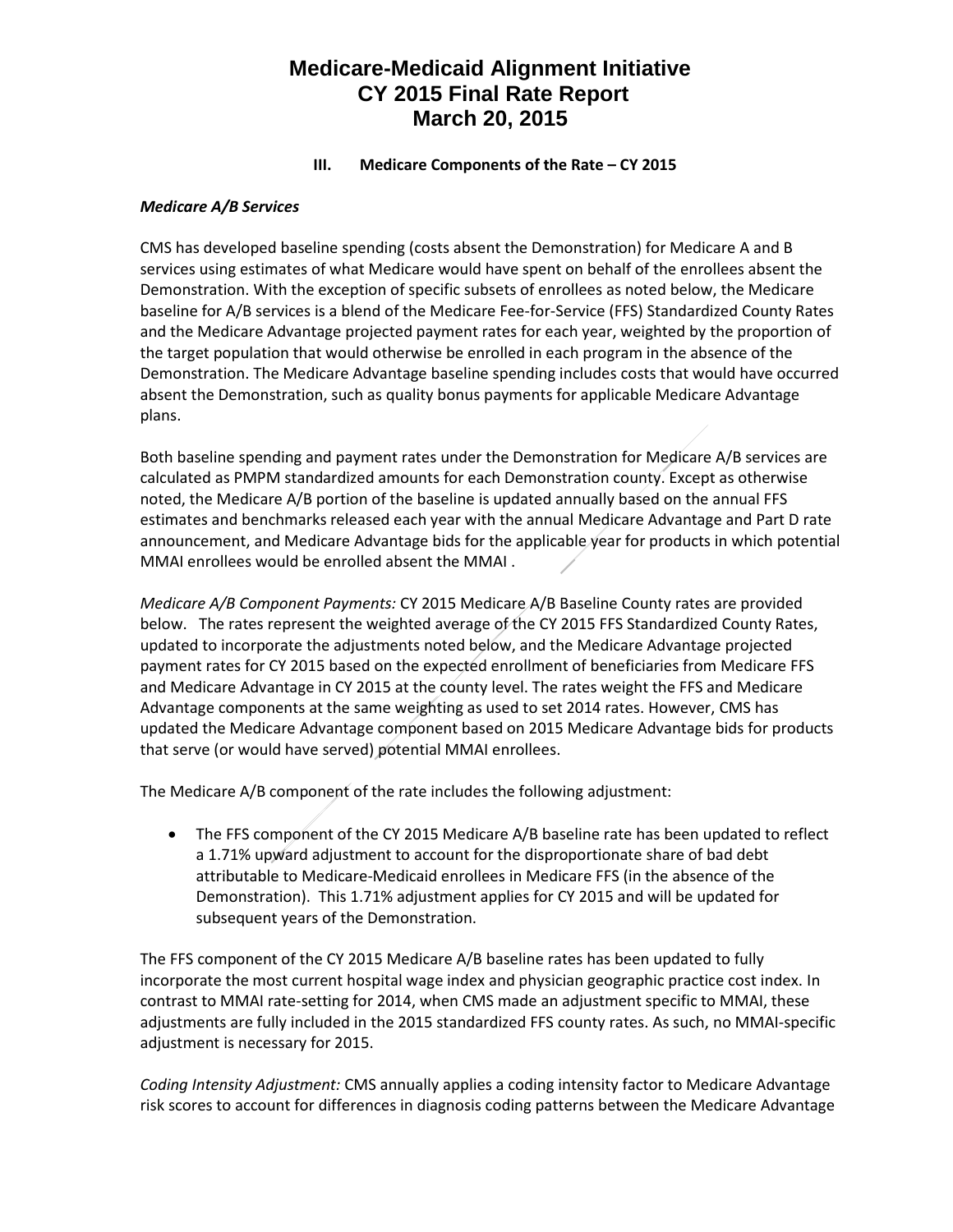### III. Medicare Components of the Rate – CY 2015

***Medicare A/B Services***

CMS has developed baseline spending (costs absent the Demonstration) for Medicare A and B services using estimates of what Medicare would have spent on behalf of the enrollees absent the Demonstration. With the exception of specific subsets of enrollees as noted below, the Medicare baseline for A/B services is a blend of the Medicare Fee-for-Service (FFS) Standardized County Rates and the Medicare Advantage projected payment rates for each year, weighted by the proportion of the target population that would otherwise be enrolled in each program in the absence of the Demonstration. The Medicare Advantage baseline spending includes costs that would have occurred absent the Demonstration, such as quality bonus payments for applicable Medicare Advantage plans.

Both baseline spending and payment rates under the Demonstration for Medicare A/B services are calculated as PMPM standardized amounts for each Demonstration county. Except as otherwise noted, the Medicare A/B portion of the baseline is updated annually based on the annual FFS estimates and benchmarks released each year with the annual Medicare Advantage and Part D rate announcement, and Medicare Advantage bids for the applicable year for products in which potential MMAI enrollees would be enrolled absent the MMAI .

*Medicare A/B Component Payments:* CY 2015 Medicare A/B Baseline County rates are provided below. The rates represent the weighted average of the CY 2015 FFS Standardized County Rates, updated to incorporate the adjustments noted below, and the Medicare Advantage projected payment rates for CY 2015 based on the expected enrollment of beneficiaries from Medicare FFS and Medicare Advantage in CY 2015 at the county level. The rates weight the FFS and Medicare Advantage components at the same weighting as used to set 2014 rates. However, CMS has updated the Medicare Advantage component based on 2015 Medicare Advantage bids for products that serve (or would have served) potential MMAI enrollees.

The Medicare A/B component of the rate includes the following adjustment:

- The FFS component of the CY 2015 Medicare A/B baseline rate has been updated to reflect a 1.71% upward adjustment to account for the disproportionate share of bad debt attributable to Medicare-Medicaid enrollees in Medicare FFS (in the absence of the Demonstration). This 1.71% adjustment applies for CY 2015 and will be updated for subsequent years of the Demonstration.

The FFS component of the CY 2015 Medicare A/B baseline rates has been updated to fully incorporate the most current hospital wage index and physician geographic practice cost index. In contrast to MMAI rate-setting for 2014, when CMS made an adjustment specific to MMAI, these adjustments are fully included in the 2015 standardized FFS county rates. As such, no MMAI-specific adjustment is necessary for 2015.

*Coding Intensity Adjustment:* CMS annually applies a coding intensity factor to Medicare Advantage risk scores to account for differences in diagnosis coding patterns between the Medicare Advantage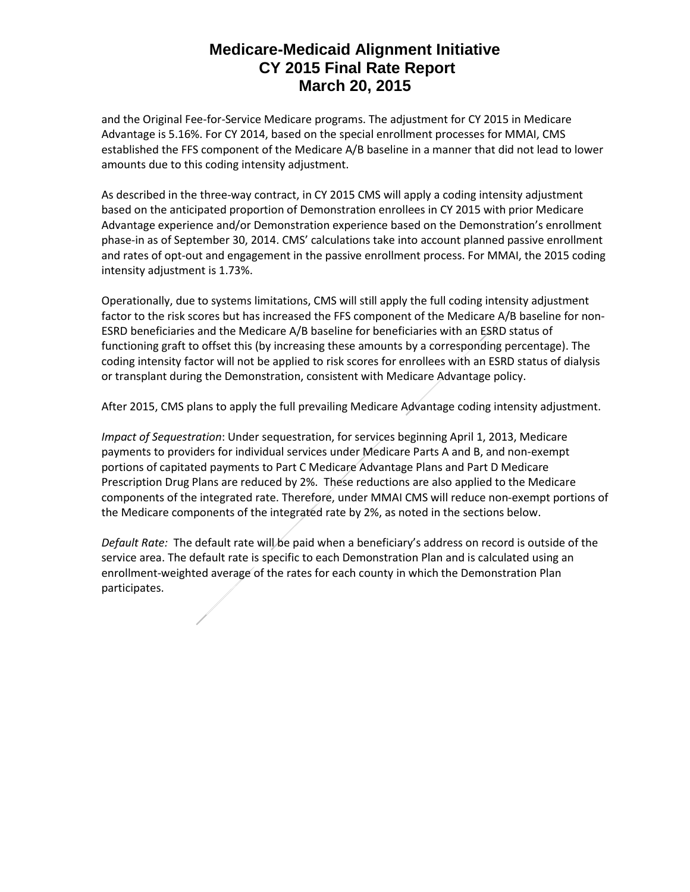and the Original Fee-for-Service Medicare programs. The adjustment for CY 2015 in Medicare Advantage is 5.16%. For CY 2014, based on the special enrollment processes for MMAI, CMS established the FFS component of the Medicare A/B baseline in a manner that did not lead to lower amounts due to this coding intensity adjustment.

As described in the three-way contract, in CY 2015 CMS will apply a coding intensity adjustment based on the anticipated proportion of Demonstration enrollees in CY 2015 with prior Medicare Advantage experience and/or Demonstration experience based on the Demonstration's enrollment phase-in as of September 30, 2014. CMS' calculations take into account planned passive enrollment and rates of opt-out and engagement in the passive enrollment process. For MMAI, the 2015 coding intensity adjustment is 1.73%.

Operationally, due to systems limitations, CMS will still apply the full coding intensity adjustment factor to the risk scores but has increased the FFS component of the Medicare A/B baseline for non-ESRD beneficiaries and the Medicare A/B baseline for beneficiaries with an ESRD status of functioning graft to offset this (by increasing these amounts by a corresponding percentage). The coding intensity factor will not be applied to risk scores for enrollees with an ESRD status of dialysis or transplant during the Demonstration, consistent with Medicare Advantage policy.

After 2015, CMS plans to apply the full prevailing Medicare Advantage coding intensity adjustment.

*Impact of Sequestration*: Under sequestration, for services beginning April 1, 2013, Medicare payments to providers for individual services under Medicare Parts A and B, and non-exempt portions of capitated payments to Part C Medicare Advantage Plans and Part D Medicare Prescription Drug Plans are reduced by 2%. These reductions are also applied to the Medicare components of the integrated rate. Therefore, under MMAI CMS will reduce non-exempt portions of the Medicare components of the integrated rate by 2%, as noted in the sections below.

*Default Rate:* The default rate will be paid when a beneficiary's address on record is outside of the service area. The default rate is specific to each Demonstration Plan and is calculated using an enrollment-weighted average of the rates for each county in which the Demonstration Plan participates.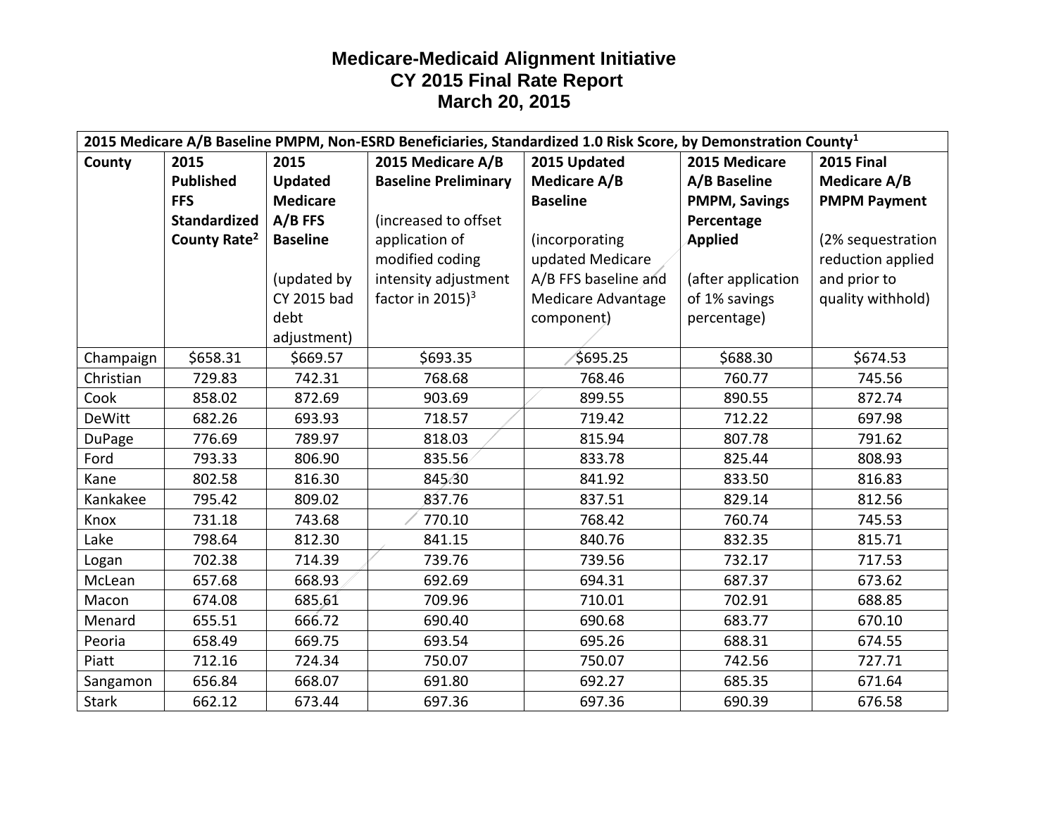# Medicare-Medicaid Alignment Initiative
## CY 2015 Final Rate Report
## March 20, 2015

| 2015 Medicare A/B Baseline PMPM, Non-ESRD Beneficiaries, Standardized 1.0 Risk Score, by Demonstration County[1] | | | | | | |
|---|---|---|---|---|---|---|
| **County** | **2015 Published FFS Standardized County Rate[2]** | **2015 Updated Medicare A/B FFS Baseline** (updated by CY 2015 bad debt adjustment) | **2015 Medicare A/B Baseline Preliminary** (increased to offset application of modified coding intensity adjustment factor in 2015)[3] | **2015 Updated Medicare A/B Baseline** (incorporating updated Medicare A/B FFS baseline and Medicare Advantage component) | **2015 Medicare A/B Baseline PMPM, Savings Percentage Applied** (after application of 1% savings percentage) | **2015 Final Medicare A/B PMPM Payment** (2% sequestration reduction applied and prior to quality withhold) |
| Champaign | $658.31 | $669.57 | $693.35 | $695.25 | $688.30 | $674.53 |
| Christian | 729.83 | 742.31 | 768.68 | 768.46 | 760.77 | 745.56 |
| Cook | 858.02 | 872.69 | 903.69 | 899.55 | 890.55 | 872.74 |
| DeWitt | 682.26 | 693.93 | 718.57 | 719.42 | 712.22 | 697.98 |
| DuPage | 776.69 | 789.97 | 818.03 | 815.94 | 807.78 | 791.62 |
| Ford | 793.33 | 806.90 | 835.56 | 833.78 | 825.44 | 808.93 |
| Kane | 802.58 | 816.30 | 845.30 | 841.92 | 833.50 | 816.83 |
| Kankakee | 795.42 | 809.02 | 837.76 | 837.51 | 829.14 | 812.56 |
| Knox | 731.18 | 743.68 | 770.10 | 768.42 | 760.74 | 745.53 |
| Lake | 798.64 | 812.30 | 841.15 | 840.76 | 832.35 | 815.71 |
| Logan | 702.38 | 714.39 | 739.76 | 739.56 | 732.17 | 717.53 |
| McLean | 657.68 | 668.93 | 692.69 | 694.31 | 687.37 | 673.62 |
| Macon | 674.08 | 685.61 | 709.96 | 710.01 | 702.91 | 688.85 |
| Menard | 655.51 | 666.72 | 690.40 | 690.68 | 683.77 | 670.10 |
| Peoria | 658.49 | 669.75 | 693.54 | 695.26 | 688.31 | 674.55 |
| Piatt | 712.16 | 724.34 | 750.07 | 750.07 | 742.56 | 727.71 |
| Sangamon | 656.84 | 668.07 | 691.80 | 692.27 | 685.35 | 671.64 |
| Stark | 662.12 | 673.44 | 697.36 | 697.36 | 690.39 | 676.58 |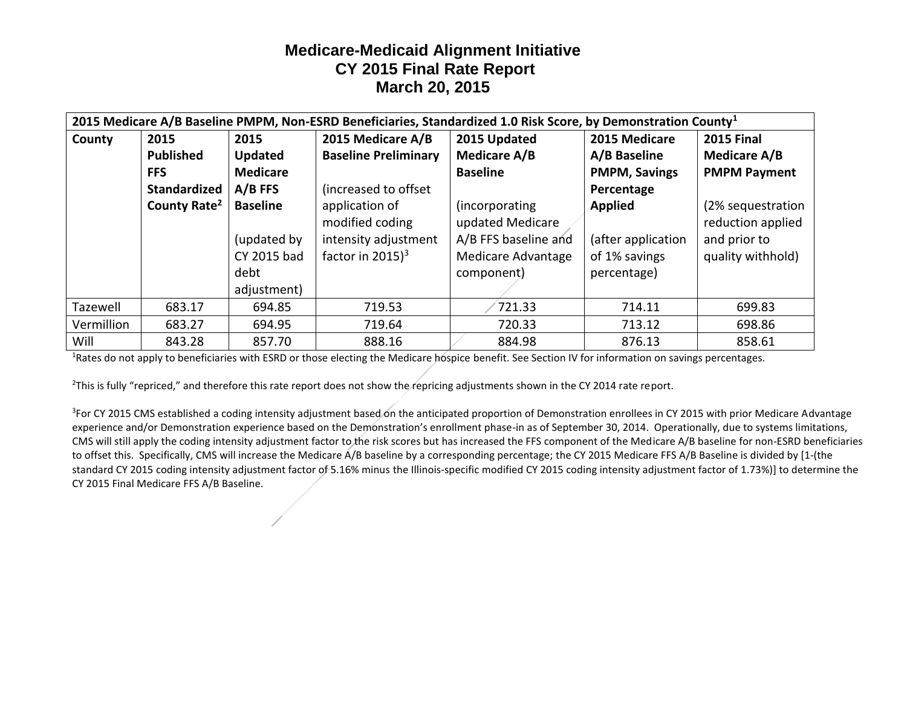# Medicare-Medicaid Alignment Initiative
# CY 2015 Final Rate Report
# March 20, 2015

| 2015 Medicare A/B Baseline PMPM, Non-ESRD Beneficiaries, Standardized 1.0 Risk Score, by Demonstration County[1] | | | | | | |
|---|---|---|---|---|---|---|
| **County** | **2015 Published FFS Standardized County Rate[2]** | **2015 Updated Medicare A/B FFS Baseline** (updated by CY 2015 bad debt adjustment) | **2015 Medicare A/B Baseline Preliminary** (increased to offset application of modified coding intensity adjustment factor in 2015)[3] | **2015 Updated Medicare A/B Baseline** (incorporating updated Medicare A/B FFS baseline and Medicare Advantage component) | **2015 Medicare A/B Baseline PMPM, Savings Percentage Applied** (after application of 1% savings percentage) | **2015 Final Medicare A/B PMPM Payment** (2% sequestration reduction applied and prior to quality withhold) |
| Tazewell | 683.17 | 694.85 | 719.53 | 721.33 | 714.11 | 699.83 |
| Vermillion | 683.27 | 694.95 | 719.64 | 720.33 | 713.12 | 698.86 |
| Will | 843.28 | 857.70 | 888.16 | 884.98 | 876.13 | 858.61 |

[1]Rates do not apply to beneficiaries with ESRD or those electing the Medicare hospice benefit. See Section IV for information on savings percentages.

[2]This is fully "repriced," and therefore this rate report does not show the repricing adjustments shown in the CY 2014 rate report.

[3]For CY 2015 CMS established a coding intensity adjustment based on the anticipated proportion of Demonstration enrollees in CY 2015 with prior Medicare Advantage experience and/or Demonstration experience based on the Demonstration's enrollment phase-in as of September 30, 2014. Operationally, due to systems limitations, CMS will still apply the coding intensity adjustment factor to the risk scores but has increased the FFS component of the Medicare A/B baseline for non-ESRD beneficiaries to offset this. Specifically, CMS will increase the Medicare A/B baseline by a corresponding percentage; the CY 2015 Medicare FFS A/B Baseline is divided by [1-(the standard CY 2015 coding intensity adjustment factor of 5.16% minus the Illinois-specific modified CY 2015 coding intensity adjustment factor of 1.73%)] to determine the CY 2015 Final Medicare FFS A/B Baseline.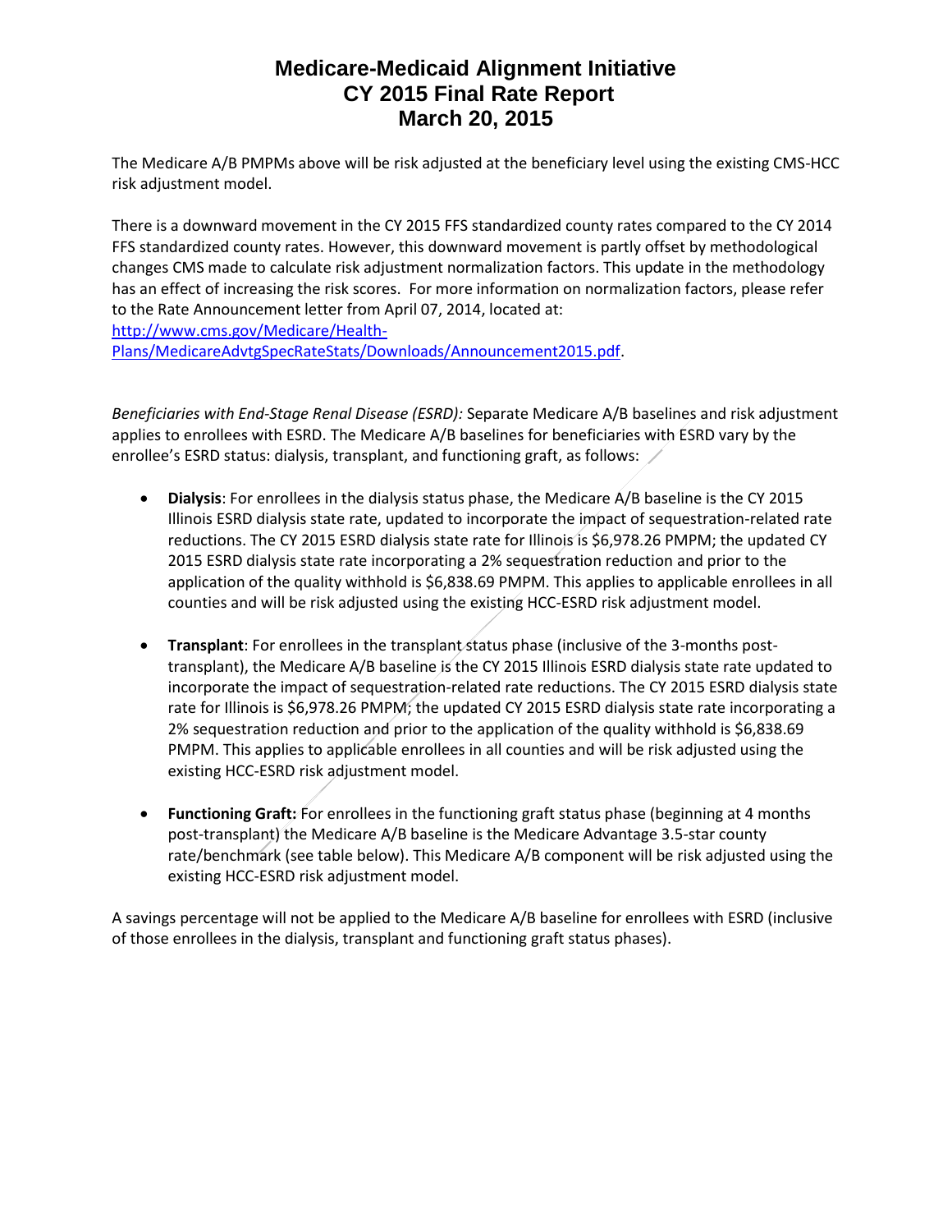The Medicare A/B PMPMs above will be risk adjusted at the beneficiary level using the existing CMS-HCC risk adjustment model.

There is a downward movement in the CY 2015 FFS standardized county rates compared to the CY 2014 FFS standardized county rates. However, this downward movement is partly offset by methodological changes CMS made to calculate risk adjustment normalization factors. This update in the methodology has an effect of increasing the risk scores. For more information on normalization factors, please refer to the Rate Announcement letter from April 07, 2014, located at: http://www.cms.gov/Medicare/Health-Plans/MedicareAdvtgSpecRateStats/Downloads/Announcement2015.pdf.

*Beneficiaries with End-Stage Renal Disease (ESRD):* Separate Medicare A/B baselines and risk adjustment applies to enrollees with ESRD. The Medicare A/B baselines for beneficiaries with ESRD vary by the enrollee's ESRD status: dialysis, transplant, and functioning graft, as follows:

- **Dialysis**: For enrollees in the dialysis status phase, the Medicare A/B baseline is the CY 2015 Illinois ESRD dialysis state rate, updated to incorporate the impact of sequestration-related rate reductions. The CY 2015 ESRD dialysis state rate for Illinois is $6,978.26 PMPM; the updated CY 2015 ESRD dialysis state rate incorporating a 2% sequestration reduction and prior to the application of the quality withhold is $6,838.69 PMPM. This applies to applicable enrollees in all counties and will be risk adjusted using the existing HCC-ESRD risk adjustment model.

- **Transplant**: For enrollees in the transplant status phase (inclusive of the 3-months post-transplant), the Medicare A/B baseline is the CY 2015 Illinois ESRD dialysis state rate updated to incorporate the impact of sequestration-related rate reductions. The CY 2015 ESRD dialysis state rate for Illinois is $6,978.26 PMPM; the updated CY 2015 ESRD dialysis state rate incorporating a 2% sequestration reduction and prior to the application of the quality withhold is $6,838.69 PMPM. This applies to applicable enrollees in all counties and will be risk adjusted using the existing HCC-ESRD risk adjustment model.

- **Functioning Graft:** For enrollees in the functioning graft status phase (beginning at 4 months post-transplant) the Medicare A/B baseline is the Medicare Advantage 3.5-star county rate/benchmark (see table below). This Medicare A/B component will be risk adjusted using the existing HCC-ESRD risk adjustment model.

A savings percentage will not be applied to the Medicare A/B baseline for enrollees with ESRD (inclusive of those enrollees in the dialysis, transplant and functioning graft status phases).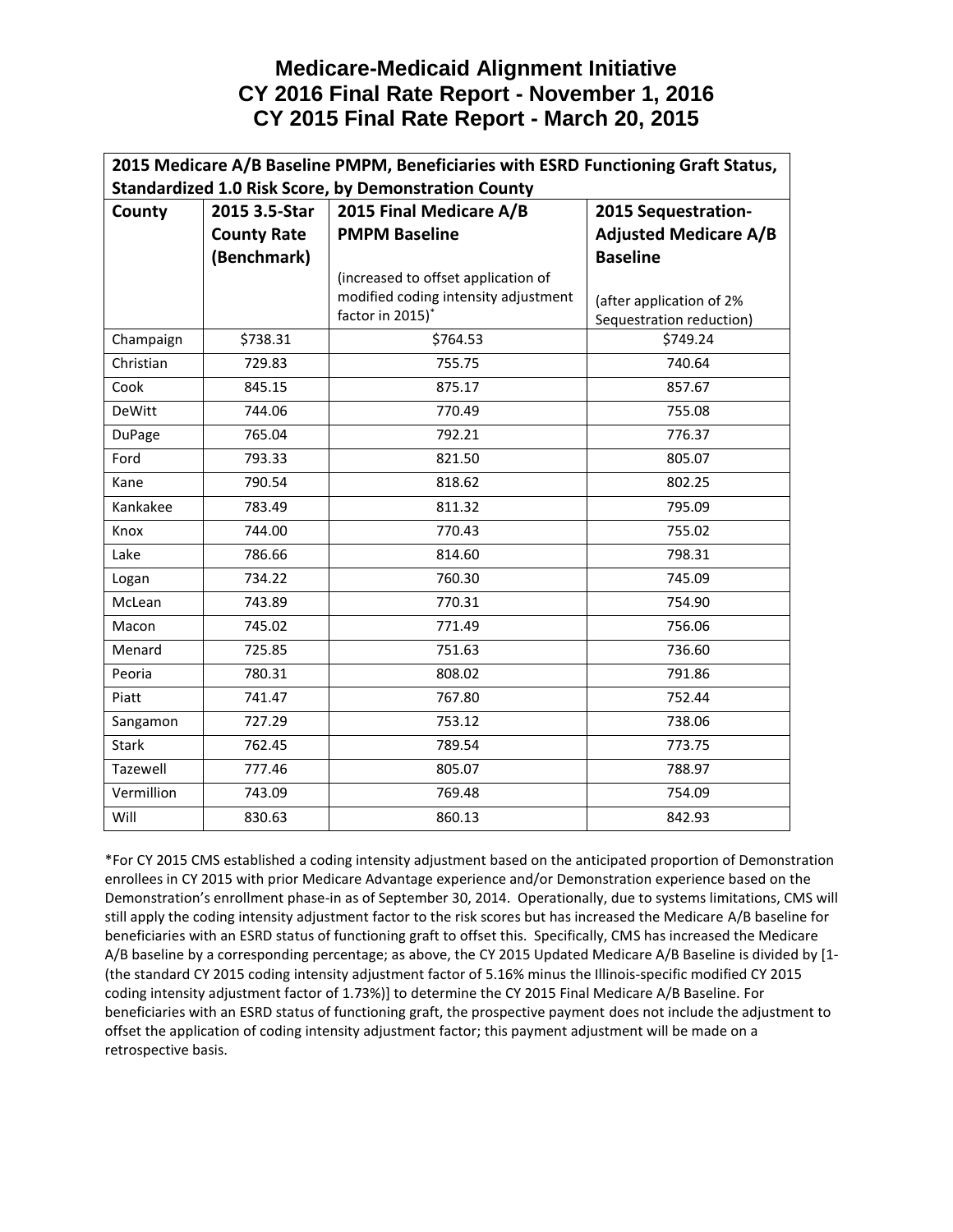# Medicare-Medicaid Alignment Initiative
# CY 2016 Final Rate Report - November 1, 2016
# CY 2015 Final Rate Report - March 20, 2015

| 2015 Medicare A/B Baseline PMPM, Beneficiaries with ESRD Functioning Graft Status, Standardized 1.0 Risk Score, by Demonstration County | | | |
|---|---|---|---|
| **County** | **2015 3.5-Star County Rate (Benchmark)** | **2015 Final Medicare A/B PMPM Baseline** (increased to offset application of modified coding intensity adjustment factor in 2015)* | **2015 Sequestration-Adjusted Medicare A/B Baseline** (after application of 2% Sequestration reduction) |
| Champaign | $738.31 | $764.53 | $749.24 |
| Christian | 729.83 | 755.75 | 740.64 |
| Cook | 845.15 | 875.17 | 857.67 |
| DeWitt | 744.06 | 770.49 | 755.08 |
| DuPage | 765.04 | 792.21 | 776.37 |
| Ford | 793.33 | 821.50 | 805.07 |
| Kane | 790.54 | 818.62 | 802.25 |
| Kankakee | 783.49 | 811.32 | 795.09 |
| Knox | 744.00 | 770.43 | 755.02 |
| Lake | 786.66 | 814.60 | 798.31 |
| Logan | 734.22 | 760.30 | 745.09 |
| McLean | 743.89 | 770.31 | 754.90 |
| Macon | 745.02 | 771.49 | 756.06 |
| Menard | 725.85 | 751.63 | 736.60 |
| Peoria | 780.31 | 808.02 | 791.86 |
| Piatt | 741.47 | 767.80 | 752.44 |
| Sangamon | 727.29 | 753.12 | 738.06 |
| Stark | 762.45 | 789.54 | 773.75 |
| Tazewell | 777.46 | 805.07 | 788.97 |
| Vermillion | 743.09 | 769.48 | 754.09 |
| Will | 830.63 | 860.13 | 842.93 |

*For CY 2015 CMS established a coding intensity adjustment based on the anticipated proportion of Demonstration enrollees in CY 2015 with prior Medicare Advantage experience and/or Demonstration experience based on the Demonstration's enrollment phase-in as of September 30, 2014. Operationally, due to systems limitations, CMS will still apply the coding intensity adjustment factor to the risk scores but has increased the Medicare A/B baseline for beneficiaries with an ESRD status of functioning graft to offset this. Specifically, CMS has increased the Medicare A/B baseline by a corresponding percentage; as above, the CY 2015 Updated Medicare A/B Baseline is divided by [1-(the standard CY 2015 coding intensity adjustment factor of 5.16% minus the Illinois-specific modified CY 2015 coding intensity adjustment factor of 1.73%)] to determine the CY 2015 Final Medicare A/B Baseline. For beneficiaries with an ESRD status of functioning graft, the prospective payment does not include the adjustment to offset the application of coding intensity adjustment factor; this payment adjustment will be made on a retrospective basis.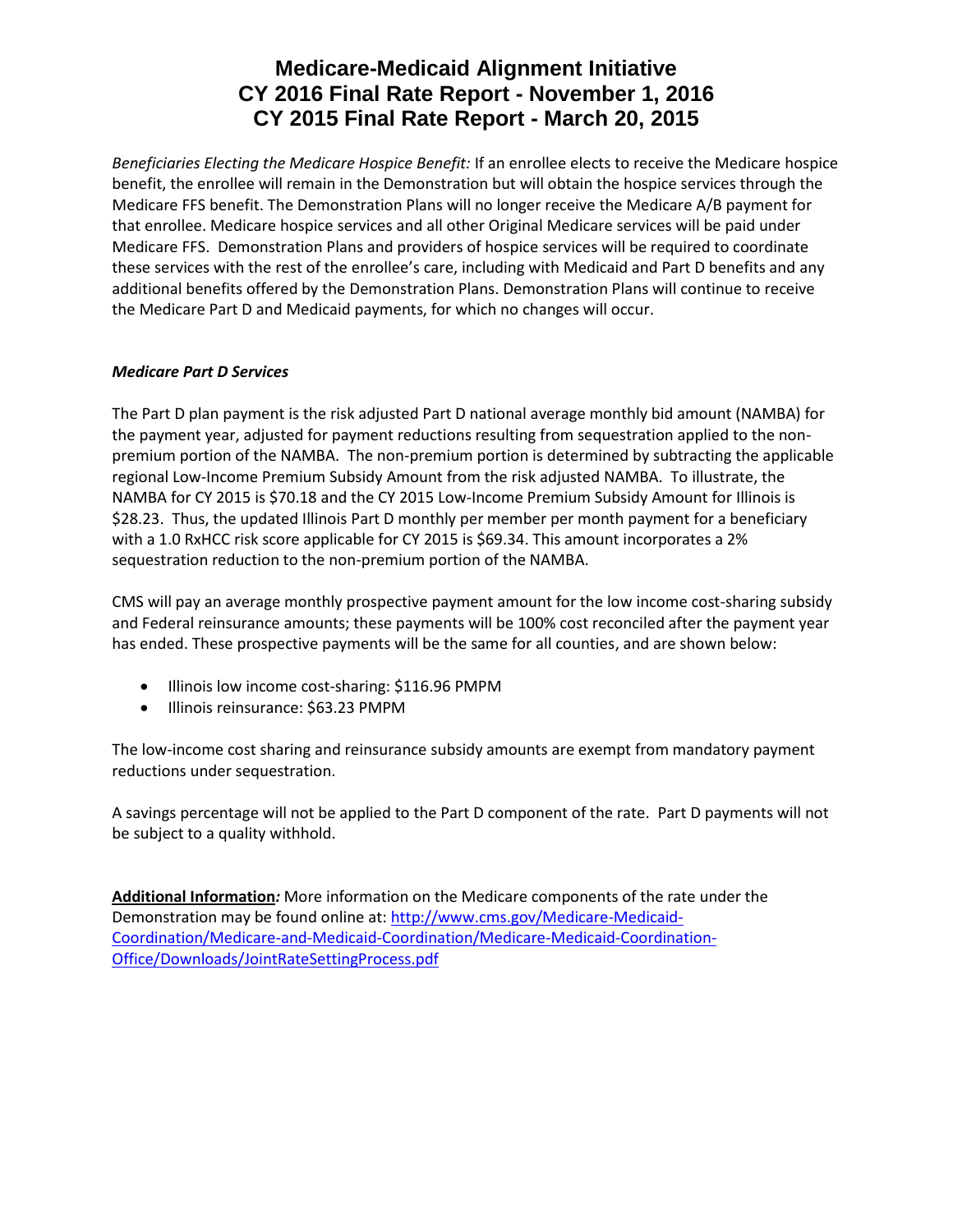# Medicare-Medicaid Alignment Initiative
# CY 2016 Final Rate Report - November 1, 2016
# CY 2015 Final Rate Report - March 20, 2015

*Beneficiaries Electing the Medicare Hospice Benefit:* If an enrollee elects to receive the Medicare hospice benefit, the enrollee will remain in the Demonstration but will obtain the hospice services through the Medicare FFS benefit. The Demonstration Plans will no longer receive the Medicare A/B payment for that enrollee. Medicare hospice services and all other Original Medicare services will be paid under Medicare FFS. Demonstration Plans and providers of hospice services will be required to coordinate these services with the rest of the enrollee's care, including with Medicaid and Part D benefits and any additional benefits offered by the Demonstration Plans. Demonstration Plans will continue to receive the Medicare Part D and Medicaid payments, for which no changes will occur.

***Medicare Part D Services***

The Part D plan payment is the risk adjusted Part D national average monthly bid amount (NAMBA) for the payment year, adjusted for payment reductions resulting from sequestration applied to the non-premium portion of the NAMBA. The non-premium portion is determined by subtracting the applicable regional Low-Income Premium Subsidy Amount from the risk adjusted NAMBA. To illustrate, the NAMBA for CY 2015 is $70.18 and the CY 2015 Low-Income Premium Subsidy Amount for Illinois is $28.23. Thus, the updated Illinois Part D monthly per member per month payment for a beneficiary with a 1.0 RxHCC risk score applicable for CY 2015 is $69.34. This amount incorporates a 2% sequestration reduction to the non-premium portion of the NAMBA.

CMS will pay an average monthly prospective payment amount for the low income cost-sharing subsidy and Federal reinsurance amounts; these payments will be 100% cost reconciled after the payment year has ended. These prospective payments will be the same for all counties, and are shown below:

- Illinois low income cost-sharing: $116.96 PMPM
- Illinois reinsurance: $63.23 PMPM

The low-income cost sharing and reinsurance subsidy amounts are exempt from mandatory payment reductions under sequestration.

A savings percentage will not be applied to the Part D component of the rate. Part D payments will not be subject to a quality withhold.

**Additional Information***:* More information on the Medicare components of the rate under the Demonstration may be found online at: http://www.cms.gov/Medicare-Medicaid-Coordination/Medicare-and-Medicaid-Coordination/Medicare-Medicaid-Coordination-Office/Downloads/JointRateSettingProcess.pdf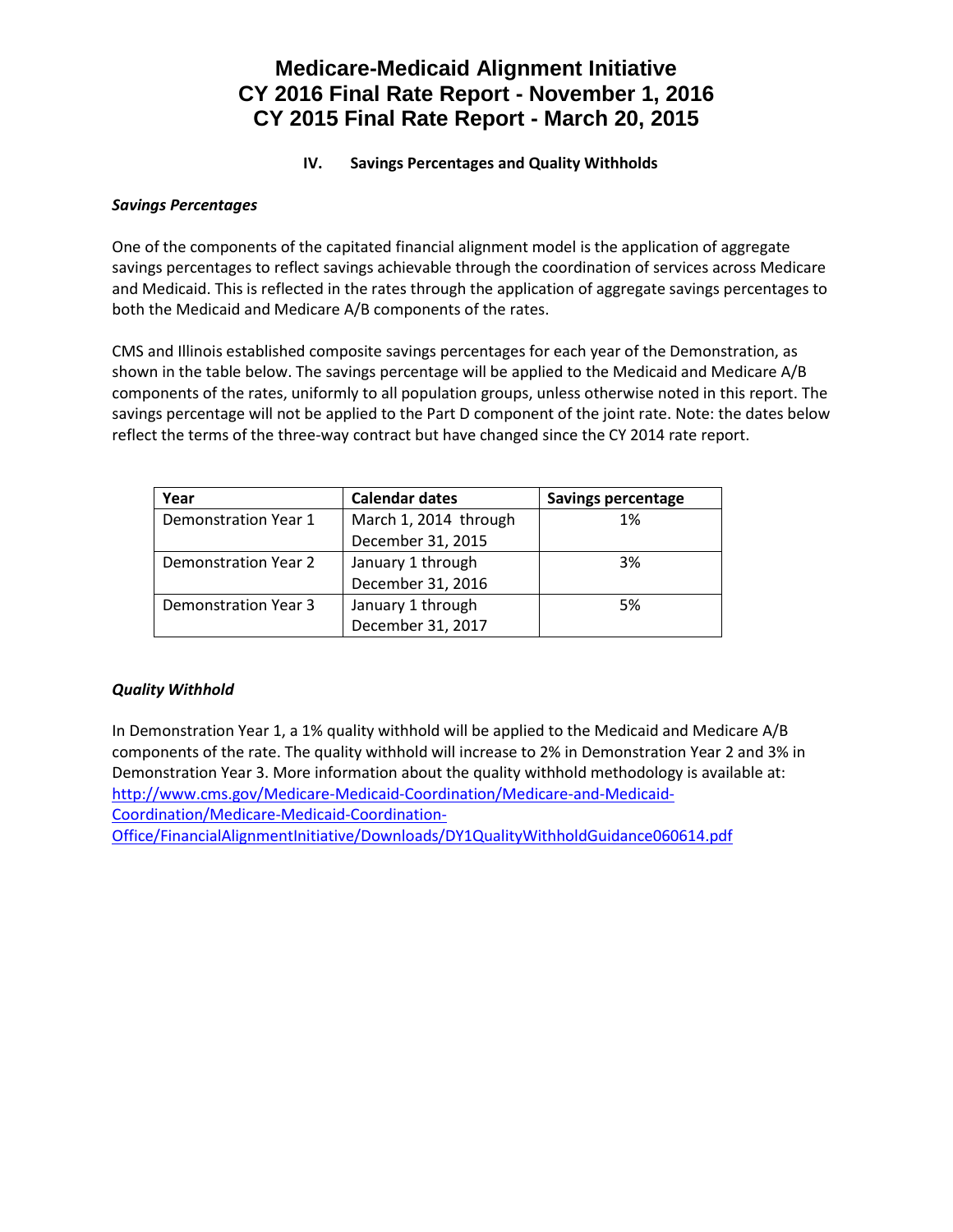# Medicare-Medicaid Alignment Initiative
# CY 2016 Final Rate Report - November 1, 2016
# CY 2015 Final Rate Report - March 20, 2015

## IV. Savings Percentages and Quality Withholds

***Savings Percentages***

One of the components of the capitated financial alignment model is the application of aggregate savings percentages to reflect savings achievable through the coordination of services across Medicare and Medicaid. This is reflected in the rates through the application of aggregate savings percentages to both the Medicaid and Medicare A/B components of the rates.

CMS and Illinois established composite savings percentages for each year of the Demonstration, as shown in the table below. The savings percentage will be applied to the Medicaid and Medicare A/B components of the rates, uniformly to all population groups, unless otherwise noted in this report. The savings percentage will not be applied to the Part D component of the joint rate. Note: the dates below reflect the terms of the three-way contract but have changed since the CY 2014 rate report.

| Year | Calendar dates | Savings percentage |
|---|---|---|
| Demonstration Year 1 | March 1, 2014 through December 31, 2015 | 1% |
| Demonstration Year 2 | January 1 through December 31, 2016 | 3% |
| Demonstration Year 3 | January 1 through December 31, 2017 | 5% |

***Quality Withhold***

In Demonstration Year 1, a 1% quality withhold will be applied to the Medicaid and Medicare A/B components of the rate. The quality withhold will increase to 2% in Demonstration Year 2 and 3% in Demonstration Year 3. More information about the quality withhold methodology is available at: http://www.cms.gov/Medicare-Medicaid-Coordination/Medicare-and-Medicaid-Coordination/Medicare-Medicaid-Coordination-Office/FinancialAlignmentInitiative/Downloads/DY1QualityWithholdGuidance060614.pdf